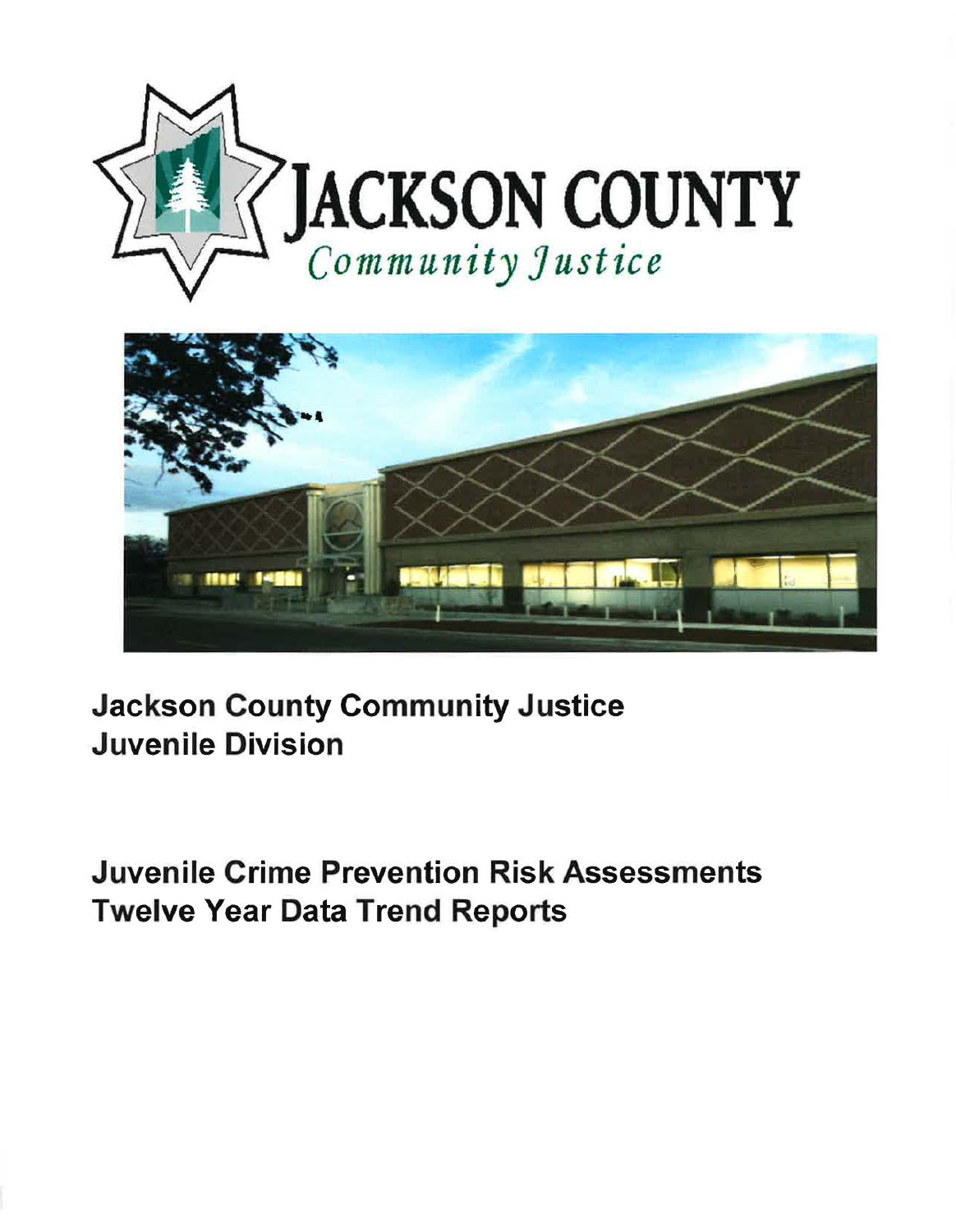JACKSON COUNTY

*Community Justice*

# Jackson County Community Justice
# Juvenile Division

## Juvenile Crime Prevention Risk Assessments
## Twelve Year Data Trend Reports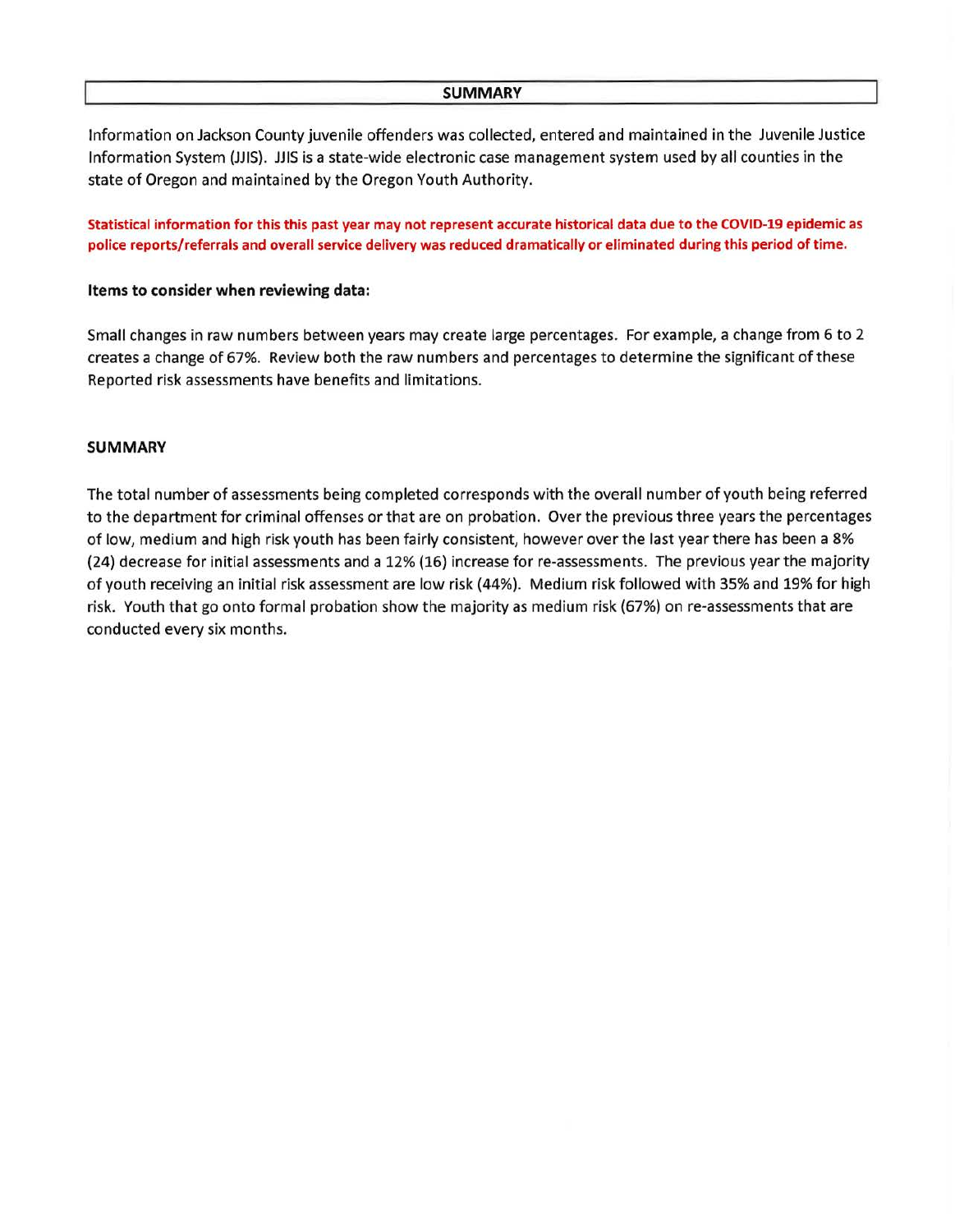## SUMMARY

Information on Jackson County juvenile offenders was collected, entered and maintained in the Juvenile Justice Information System (JJIS). JJIS is a state-wide electronic case management system used by all counties in the state of Oregon and maintained by the Oregon Youth Authority.

**Statistical information for this this past year may not represent accurate historical data due to the COVID-19 epidemic as police reports/referrals and overall service delivery was reduced dramatically or eliminated during this period of time.**

**Items to consider when reviewing data:**

Small changes in raw numbers between years may create large percentages. For example, a change from 6 to 2 creates a change of 67%. Review both the raw numbers and percentages to determine the significant of these Reported risk assessments have benefits and limitations.

### SUMMARY

The total number of assessments being completed corresponds with the overall number of youth being referred to the department for criminal offenses or that are on probation. Over the previous three years the percentages of low, medium and high risk youth has been fairly consistent, however over the last year there has been a 8% (24) decrease for initial assessments and a 12% (16) increase for re-assessments. The previous year the majority of youth receiving an initial risk assessment are low risk (44%). Medium risk followed with 35% and 19% for high risk. Youth that go onto formal probation show the majority as medium risk (67%) on re-assessments that are conducted every six months.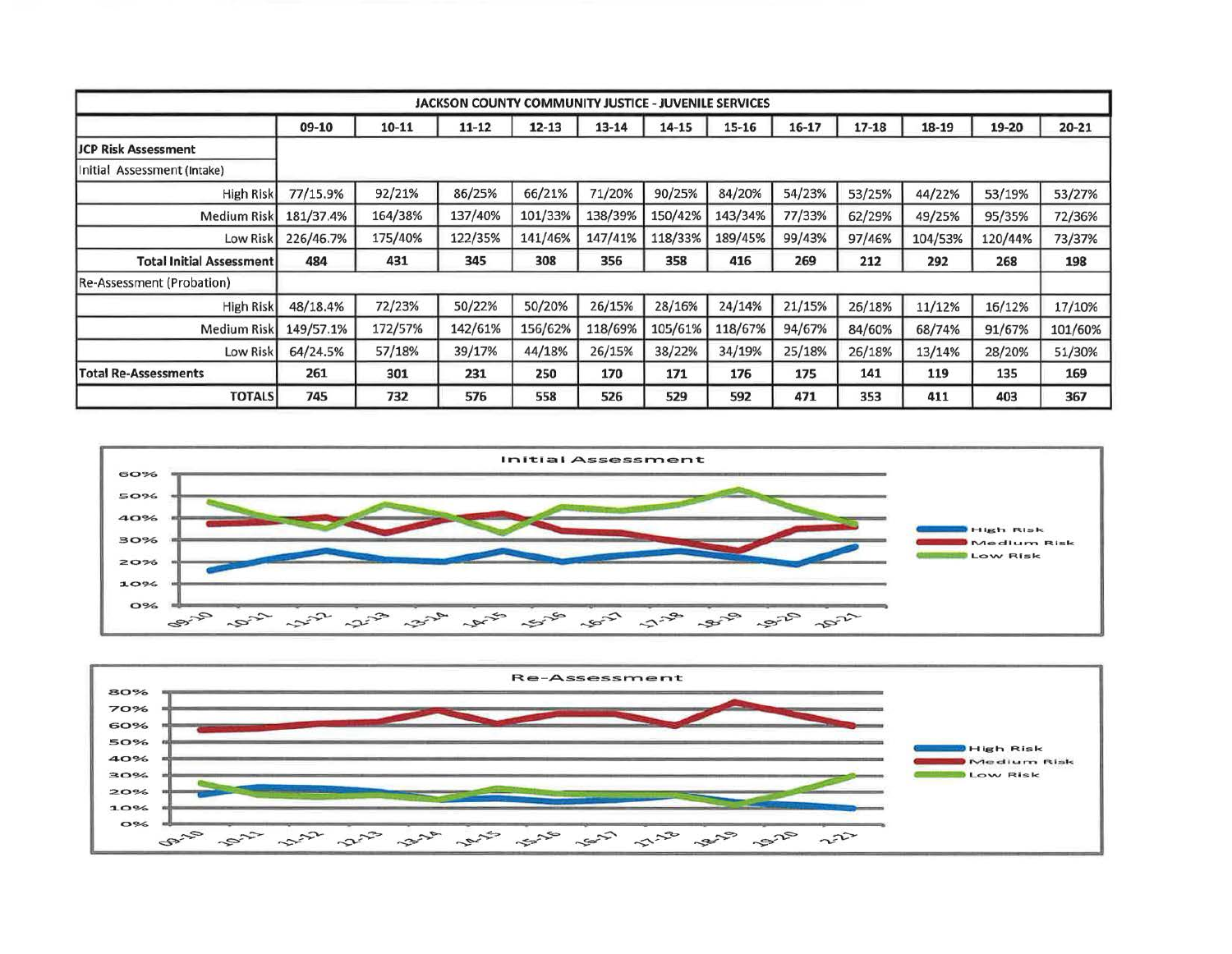| JACKSON COUNTY COMMUNITY JUSTICE - JUVENILE SERVICES | | | | | | | | | | | | |
|---|---|---|---|---|---|---|---|---|---|---|---|---|
| | 09-10 | 10-11 | 11-12 | 12-13 | 13-14 | 14-15 | 15-16 | 16-17 | 17-18 | 18-19 | 19-20 | 20-21 |
| **JCP Risk Assessment** | | | | | | | | | | | | |
| Initial Assessment (Intake) | | | | | | | | | | | | |
| High Risk | 77/15.9% | 92/21% | 86/25% | 66/21% | 71/20% | 90/25% | 84/20% | 54/23% | 53/25% | 44/22% | 53/19% | 53/27% |
| Medium Risk | 181/37.4% | 164/38% | 137/40% | 101/33% | 138/39% | 150/42% | 143/34% | 77/33% | 62/29% | 49/25% | 95/35% | 72/36% |
| Low Risk | 226/46.7% | 175/40% | 122/35% | 141/46% | 147/41% | 118/33% | 189/45% | 99/43% | 97/46% | 104/53% | 120/44% | 73/37% |
| **Total Initial Assessment** | **484** | **431** | **345** | **308** | **356** | **358** | **416** | **269** | **212** | **292** | **268** | **198** |
| Re-Assessment (Probation) | | | | | | | | | | | | |
| High Risk | 48/18.4% | 72/23% | 50/22% | 50/20% | 26/15% | 28/16% | 24/14% | 21/15% | 26/18% | 11/12% | 16/12% | 17/10% |
| Medium Risk | 149/57.1% | 172/57% | 142/61% | 156/62% | 118/69% | 105/61% | 118/67% | 94/67% | 84/60% | 68/74% | 91/67% | 101/60% |
| Low Risk | 64/24.5% | 57/18% | 39/17% | 44/18% | 26/15% | 38/22% | 34/19% | 25/18% | 26/18% | 13/14% | 28/20% | 51/30% |
| **Total Re-Assessments** | **261** | **301** | **231** | **250** | **170** | **171** | **176** | **175** | **141** | **119** | **135** | **169** |
| **TOTALS** | **745** | **732** | **576** | **558** | **526** | **529** | **592** | **471** | **353** | **411** | **403** | **367** |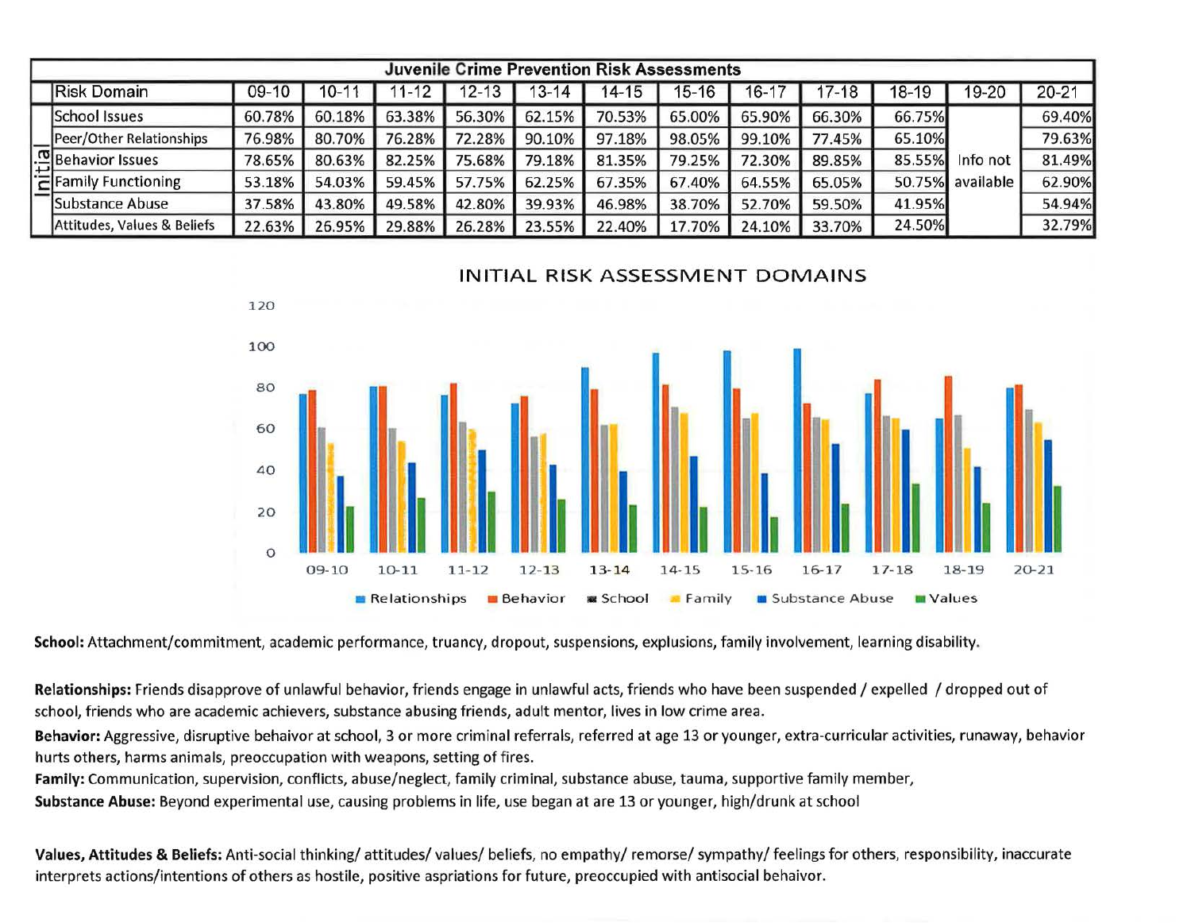| | Juvenile Crime Prevention Risk Assessments | | | | | | | | | | | |
|---|---|---|---|---|---|---|---|---|---|---|---|---|
| | Risk Domain | 09-10 | 10-11 | 11-12 | 12-13 | 13-14 | 14-15 | 15-16 | 16-17 | 17-18 | 18-19 | 19-20 | 20-21 |
| Initial | School Issues | 60.78% | 60.18% | 63.38% | 56.30% | 62.15% | 70.53% | 65.00% | 65.90% | 66.30% | 66.75% | Info not available | 69.40% |
| | Peer/Other Relationships | 76.98% | 80.70% | 76.28% | 72.28% | 90.10% | 97.18% | 98.05% | 99.10% | 77.45% | 65.10% | | 79.63% |
| | Behavior Issues | 78.65% | 80.63% | 82.25% | 75.68% | 79.18% | 81.35% | 79.25% | 72.30% | 89.85% | 85.55% | | 81.49% |
| | Family Functioning | 53.18% | 54.03% | 59.45% | 57.75% | 62.25% | 67.35% | 67.40% | 64.55% | 65.05% | 50.75% | | 62.90% |
| | Substance Abuse | 37.58% | 43.80% | 49.58% | 42.80% | 39.93% | 46.98% | 38.70% | 52.70% | 59.50% | 41.95% | | 54.94% |
| | Attitudes, Values & Beliefs | 22.63% | 26.95% | 29.88% | 26.28% | 23.55% | 22.40% | 17.70% | 24.10% | 33.70% | 24.50% | | 32.79% |

INITIAL RISK ASSESSMENT DOMAINS

**School:** Attachment/commitment, academic performance, truancy, dropout, suspensions, explusions, family involvement, learning disability.

**Relationships:** Friends disapprove of unlawful behavior, friends engage in unlawful acts, friends who have been suspended / expelled / dropped out of school, friends who are academic achievers, substance abusing friends, adult mentor, lives in low crime area.

**Behavior:** Aggressive, disruptive behaivor at school, 3 or more criminal referrals, referred at age 13 or younger, extra-curricular activities, runaway, behavior hurts others, harms animals, preoccupation with weapons, setting of fires.

**Family:** Communication, supervision, conflicts, abuse/neglect, family criminal, substance abuse, tauma, supportive family member,

**Substance Abuse:** Beyond experimental use, causing problems in life, use began at are 13 or younger, high/drunk at school

**Values, Attitudes & Beliefs:** Anti-social thinking/ attitudes/ values/ beliefs, no empathy/ remorse/ sympathy/ feelings for others, responsibility, inaccurate interprets actions/intentions of others as hostile, positive aspriations for future, preoccupied with antisocial behavior.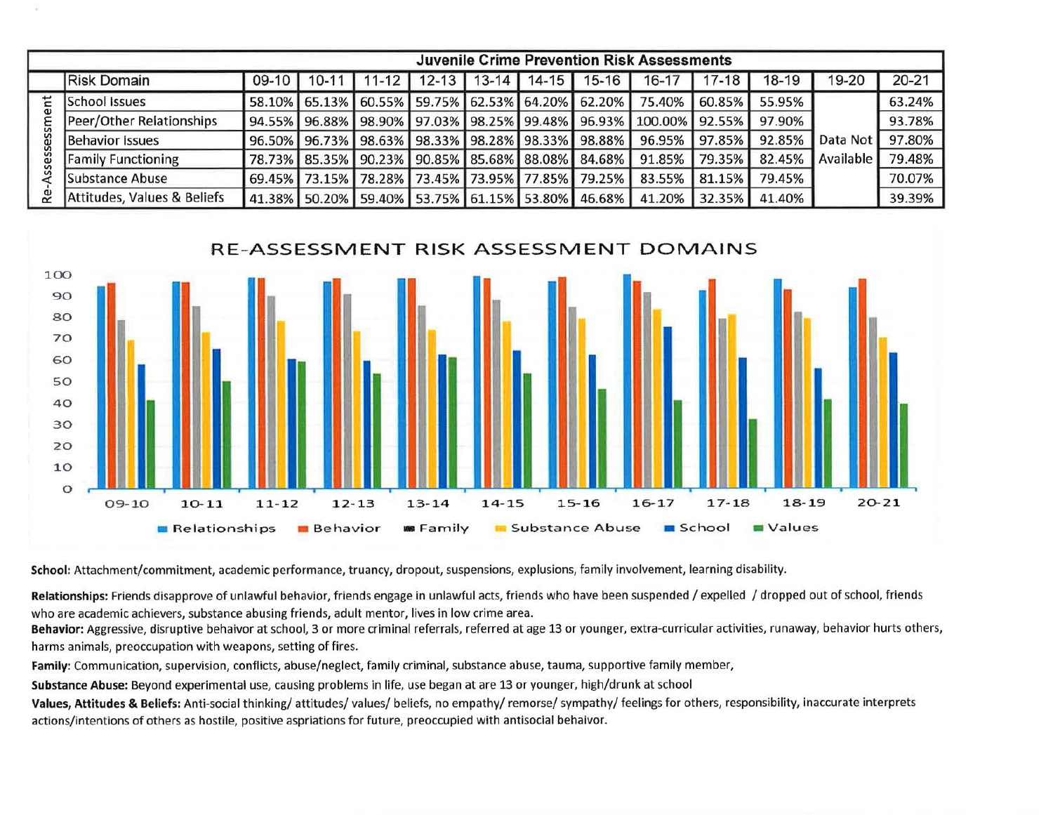| Juvenile Crime Prevention Risk Assessments | | | | | | | | | | | | | |
|---|---|---|---|---|---|---|---|---|---|---|---|---|---|
| | Risk Domain | 09-10 | 10-11 | 11-12 | 12-13 | 13-14 | 14-15 | 15-16 | 16-17 | 17-18 | 18-19 | 19-20 | 20-21 |
| Re-Assessment | School Issues | 58.10% | 65.13% | 60.55% | 59.75% | 62.53% | 64.20% | 62.20% | 75.40% | 60.85% | 55.95% | Data Not Available | 63.24% |
| | Peer/Other Relationships | 94.55% | 96.88% | 98.90% | 97.03% | 98.25% | 99.48% | 96.93% | 100.00% | 92.55% | 97.90% | | 93.78% |
| | Behavior Issues | 96.50% | 96.73% | 98.63% | 98.33% | 98.28% | 98.33% | 98.88% | 96.95% | 97.85% | 92.85% | | 97.80% |
| | Family Functioning | 78.73% | 85.35% | 90.23% | 90.85% | 85.68% | 88.08% | 84.68% | 91.85% | 79.35% | 82.45% | | 79.48% |
| | Substance Abuse | 69.45% | 73.15% | 78.28% | 73.45% | 73.95% | 77.85% | 79.25% | 83.55% | 81.15% | 79.45% | | 70.07% |
| | Attitudes, Values & Beliefs | 41.38% | 50.20% | 59.40% | 53.75% | 61.15% | 53.80% | 46.68% | 41.20% | 32.35% | 41.40% | | 39.39% |

RE-ASSESSMENT RISK ASSESSMENT DOMAINS

100
90
80
70
60
50
40
30
20
10
0

09-10 10-11 11-12 12-13 13-14 14-15 15-16 16-17 17-18 18-19 20-21

Relationships Behavior Family Substance Abuse School Values

**School:** Attachment/commitment, academic performance, truancy, dropout, suspensions, explusions, family involvement, learning disability.

**Relationships:** Friends disapprove of unlawful behavior, friends engage in unlawful acts, friends who have been suspended / expelled / dropped out of school, friends who are academic achievers, substance abusing friends, adult mentor, lives in low crime area.

**Behavior:** Aggressive, disruptive behaivor at school, 3 or more criminal referrals, referred at age 13 or younger, extra-curricular activities, runaway, behavior hurts others, harms animals, preoccupation with weapons, setting of fires.

**Family:** Communication, supervision, conflicts, abuse/neglect, family criminal, substance abuse, tauma, supportive family member,

**Substance Abuse:** Beyond experimental use, causing problems in life, use began at are 13 or younger, high/drunk at school

**Values, Attitudes & Beliefs:** Anti-social thinking/ attitudes/ values/ beliefs, no empathy/ remorse/ sympathy/ feelings for others, responsibility, inaccurate interprets actions/intentions of others as hostile, positive aspriations for future, preoccupied with antisocial behaivor.